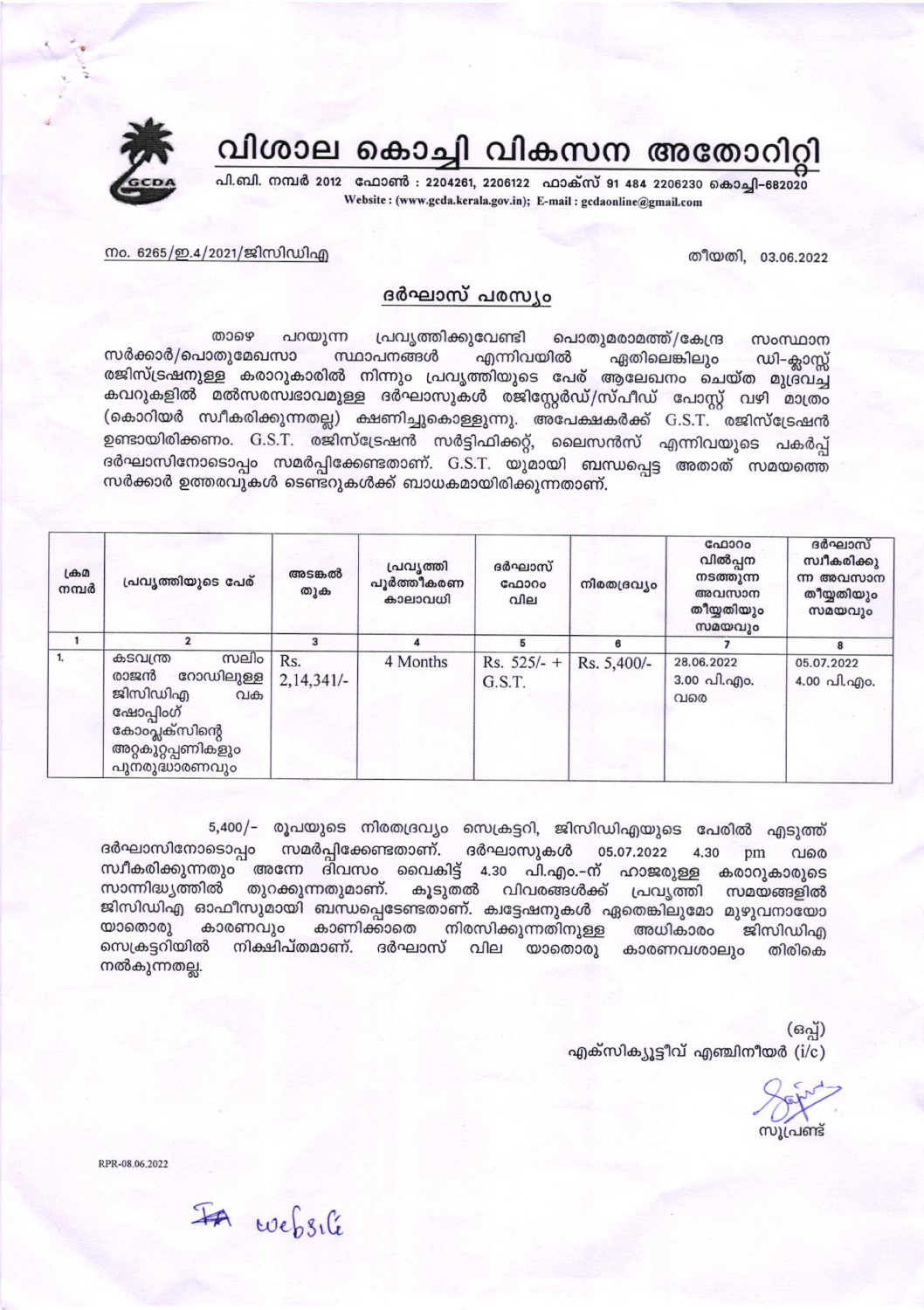# വിശാല കൊച്ചി വികസന അതോറിറ്റി

പി.ബി. നമ്പർ 2012 ഫോൺ : 2204261, 2206122 ഫാക്സ് 91 484 2206230 കൊച്ചി–682020

Website : (www.gcda.kerala.gov.in); E-mail : gcdaonline@gmail.com

നം. 6265/ഇ.4/2021/ജിസിഡിഎ

തീയതി, 03.06.2022

## ദർഘാസ് പരസ്യം

താഴെ പറയുന്ന പ്രവൃത്തിക്കുവേണ്ടി പൊതുമരാമത്ത്/കേന്ദ്ര സംസ്ഥാന സർക്കാർ/പൊതുമേഖസാ സ്ഥാപനങ്ങൾ എന്നിവയിൽ ഏതിലെങ്കിലും ഡി-ക്ലാസ്സ് രജിസ്ട്രേഷനുള്ള കരാറുകാരിൽ നിന്നും പ്രവൃത്തിയുടെ പേര് ആലേഖനം ചെയ്ത മുദ്രവച്ച കവറുകളിൽ മൽസരസ്വഭാവമുള്ള ദർഘാസുകൾ രജിസ്റ്റേർഡ്/സ്പീഡ് പോസ്റ്റ് വഴി മാത്രം (കൊറിയർ സ്വീകരിക്കുന്നതല്ല) ക്ഷണിച്ചുകൊള്ളുന്നു. അപേക്ഷകർക്ക് G.S.T. രജിസ്ട്രേഷൻ ഉണ്ടായിരിക്കണം. G.S.T. രജിസ്ട്രേഷൻ സർട്ടിഫിക്കറ്റ്, ലൈസൻസ് എന്നിവയുടെ പകർപ്പ് ദർഘാസിനോടൊപ്പം സമർപ്പിക്കേണ്ടതാണ്. G.S.T. യുമായി ബന്ധപ്പെട്ട അതാത് സമയത്തെ സർക്കാർ ഉത്തരവുകൾ ടെണ്ടറുകൾക്ക് ബാധകമായിരിക്കുന്നതാണ്.

| ക്രമ നമ്പർ | പ്രവൃത്തിയുടെ പേര് | അടങ്കൽ തുക | പ്രവൃത്തി പൂർത്തീകരണ കാലാവധി | ദർഘാസ് ഫോറം വില | നിരതദ്രവ്യം | ഫോറം വിൽപ്പന നടത്തുന്ന അവസാന തീയ്യതിയും സമയവും | ദർഘാസ് സ്വീകരിക്കുന്ന അവസാന തീയ്യതിയും സമയവും |
|---|---|---|---|---|---|---|---|
| 1 | 2 | 3 | 4 | 5 | 6 | 7 | 8 |
| 1. | കടവന്ത്ര സലിം രാജൻ റോഡിലുള്ള ജിസിഡിഎ വക ഷോപ്പിംഗ് കോംപ്ലക്സിന്റെ അറ്റകുറ്റപ്പണികളും പുനരുദ്ധാരണവും | Rs. 2,14,341/- | 4 Months | Rs. 525/- + G.S.T. | Rs. 5,400/- | 28.06.2022 3.00 പി.എം. വരെ | 05.07.2022 4.00 പി.എം. |

5,400/- രൂപയുടെ നിരതദ്രവ്യം സെക്രട്ടറി, ജിസിഡിഎയുടെ പേരിൽ എടുത്ത് ദർഘാസിനോടൊപ്പം സമർപ്പിക്കേണ്ടതാണ്. ദർഘാസുകൾ 05.07.2022 4.30 pm വരെ സ്വീകരിക്കുന്നതും അന്നേ ദിവസം വൈകിട്ട് 4.30 പി.എം.-ന് ഹാജരുള്ള കരാറുകാരുടെ സാന്നിദ്ധ്യത്തിൽ തുറക്കുന്നതുമാണ്. കൂടുതൽ വിവരങ്ങൾക്ക് പ്രവൃത്തി സമയങ്ങളിൽ ജിസിഡിഎ ഓഫീസുമായി ബന്ധപ്പെടേണ്ടതാണ്. ക്വട്ടേഷനുകൾ ഏതെങ്കിലുമോ മുഴുവനായോ യാതൊരു കാരണവും കാണിക്കാതെ നിരസിക്കുന്നതിനുള്ള അധികാരം ജിസിഡിഎ സെക്രട്ടറിയിൽ നിക്ഷിപ്തമാണ്. ദർഘാസ് വില യാതൊരു കാരണവശാലും തിരികെ നൽകുന്നതല്ല.

(ഒപ്പ്)

എക്സിക്യൂട്ടീവ് എഞ്ചിനീയർ (i/c)

സൂപ്രണ്ട്

RPR-08.06.2022

FA website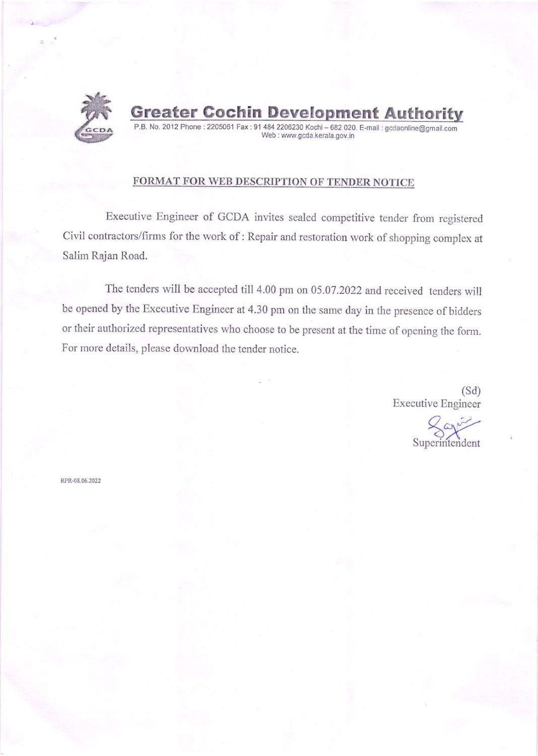# Greater Cochin Development Authority

P.B. No. 2012 Phone : 2205061 Fax : 91 484 2206230 Kochi – 682 020. E-mail : gcdaonline@gmail.com
Web : www.gcda.kerala.gov.in

## FORMAT FOR WEB DESCRIPTION OF TENDER NOTICE

Executive Engineer of GCDA invites sealed competitive tender from registered Civil contractors/firms for the work of : Repair and restoration work of shopping complex at Salim Rajan Road.

The tenders will be accepted till 4.00 pm on 05.07.2022 and received tenders will be opened by the Executive Engineer at 4.30 pm on the same day in the presence of bidders or their authorized representatives who choose to be present at the time of opening the form. For more details, please download the tender notice.

(Sd)
Executive Engineer

Superintendent

RPR-08.06.2022